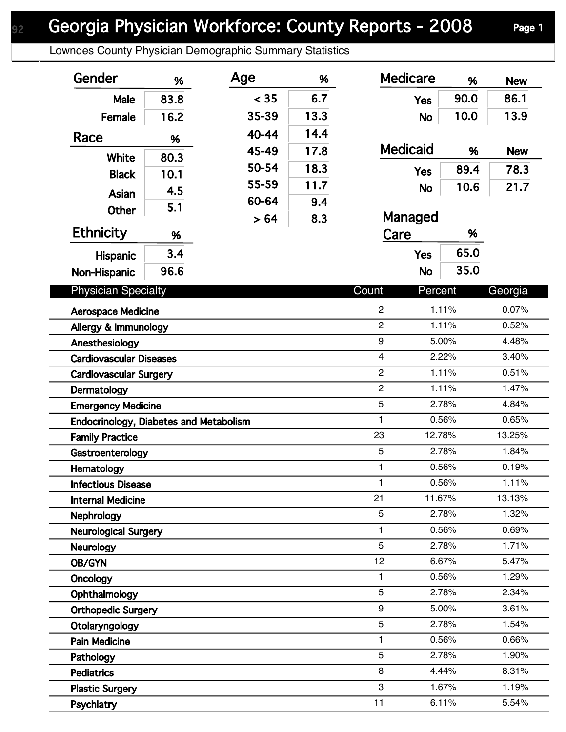# Georgia Physician Workforce: County Reports - 2008

Lowndes County Physician Demographic Summary Statistics

| Gender | % |
|---|---|
| Male | 83.8 |
| Female | 16.2 |

| Race | % |
|---|---|
| White | 80.3 |
| Black | 10.1 |
| Asian | 4.5 |
| Other | 5.1 |

| Ethnicity | % |
|---|---|
| Hispanic | 3.4 |
| Non-Hispanic | 96.6 |

| Age | % |
|---|---|
| < 35 | 6.7 |
| 35-39 | 13.3 |
| 40-44 | 14.4 |
| 45-49 | 17.8 |
| 50-54 | 18.3 |
| 55-59 | 11.7 |
| 60-64 | 9.4 |
| > 64 | 8.3 |

| Medicare | % | New |
|---|---|---|
| Yes | 90.0 | 86.1 |
| No | 10.0 | 13.9 |

| Medicaid | % | New |
|---|---|---|
| Yes | 89.4 | 78.3 |
| No | 10.6 | 21.7 |

| Managed Care | % |
|---|---|
| Yes | 65.0 |
| No | 35.0 |

| Physician Specialty | Count | Percent | Georgia |
|---|---|---|---|
| Aerospace Medicine | 2 | 1.11% | 0.07% |
| Allergy & Immunology | 2 | 1.11% | 0.52% |
| Anesthesiology | 9 | 5.00% | 4.48% |
| Cardiovascular Diseases | 4 | 2.22% | 3.40% |
| Cardiovascular Surgery | 2 | 1.11% | 0.51% |
| Dermatology | 2 | 1.11% | 1.47% |
| Emergency Medicine | 5 | 2.78% | 4.84% |
| Endocrinology, Diabetes and Metabolism | 1 | 0.56% | 0.65% |
| Family Practice | 23 | 12.78% | 13.25% |
| Gastroenterology | 5 | 2.78% | 1.84% |
| Hematology | 1 | 0.56% | 0.19% |
| Infectious Disease | 1 | 0.56% | 1.11% |
| Internal Medicine | 21 | 11.67% | 13.13% |
| Nephrology | 5 | 2.78% | 1.32% |
| Neurological Surgery | 1 | 0.56% | 0.69% |
| Neurology | 5 | 2.78% | 1.71% |
| OB/GYN | 12 | 6.67% | 5.47% |
| Oncology | 1 | 0.56% | 1.29% |
| Ophthalmology | 5 | 2.78% | 2.34% |
| Orthopedic Surgery | 9 | 5.00% | 3.61% |
| Otolaryngology | 5 | 2.78% | 1.54% |
| Pain Medicine | 1 | 0.56% | 0.66% |
| Pathology | 5 | 2.78% | 1.90% |
| Pediatrics | 8 | 4.44% | 8.31% |
| Plastic Surgery | 3 | 1.67% | 1.19% |
| Psychiatry | 11 | 6.11% | 5.54% |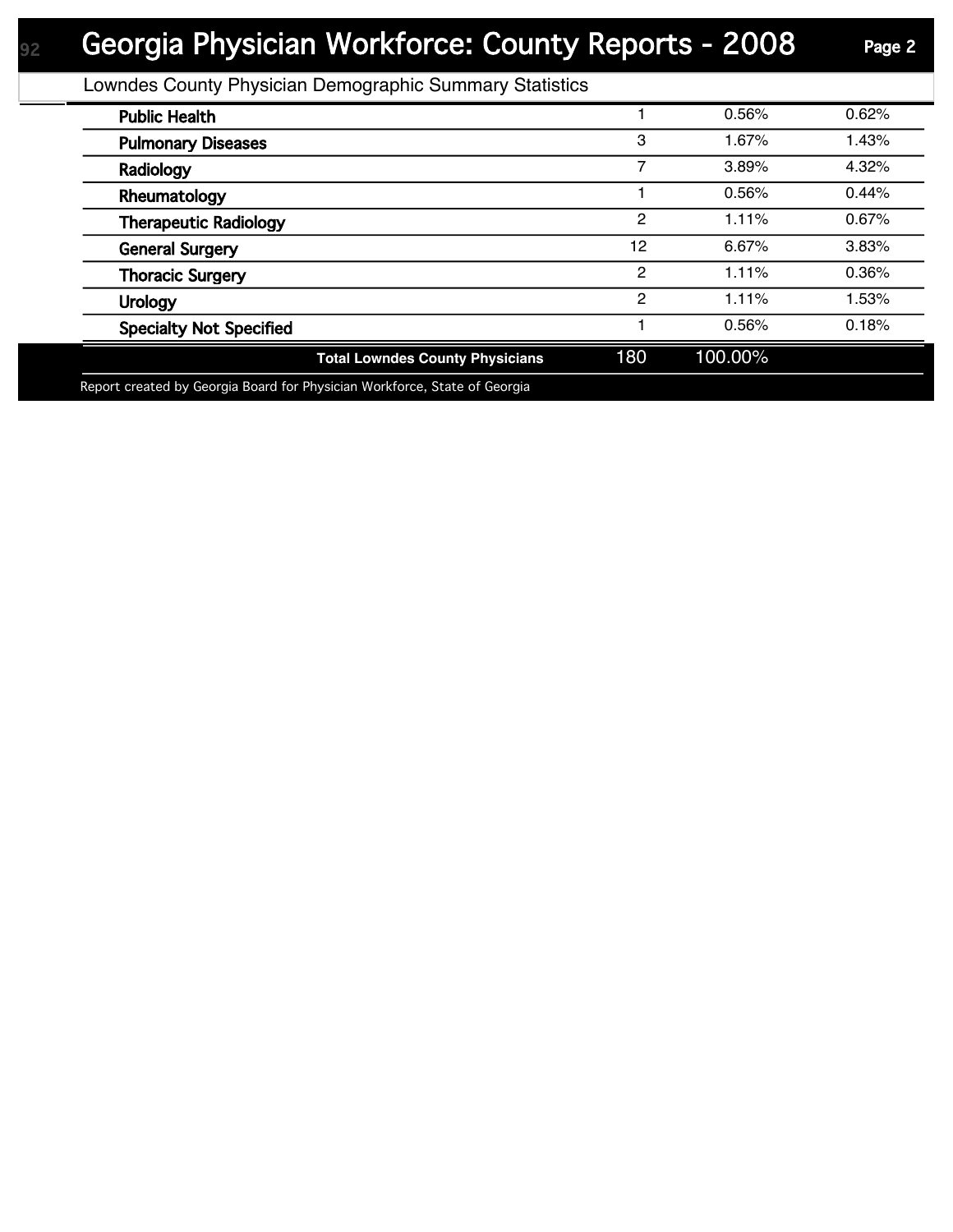## Lowndes County Physician Demographic Summary Statistics

| | | | |
|---|---|---|---|
| **Public Health** | 1 | 0.56% | 0.62% |
| **Pulmonary Diseases** | 3 | 1.67% | 1.43% |
| **Radiology** | 7 | 3.89% | 4.32% |
| **Rheumatology** | 1 | 0.56% | 0.44% |
| **Therapeutic Radiology** | 2 | 1.11% | 0.67% |
| **General Surgery** | 12 | 6.67% | 3.83% |
| **Thoracic Surgery** | 2 | 1.11% | 0.36% |
| **Urology** | 2 | 1.11% | 1.53% |
| **Specialty Not Specified** | 1 | 0.56% | 0.18% |
| **Total Lowndes County Physicians** | 180 | 100.00% | |

Report created by Georgia Board for Physician Workforce, State of Georgia